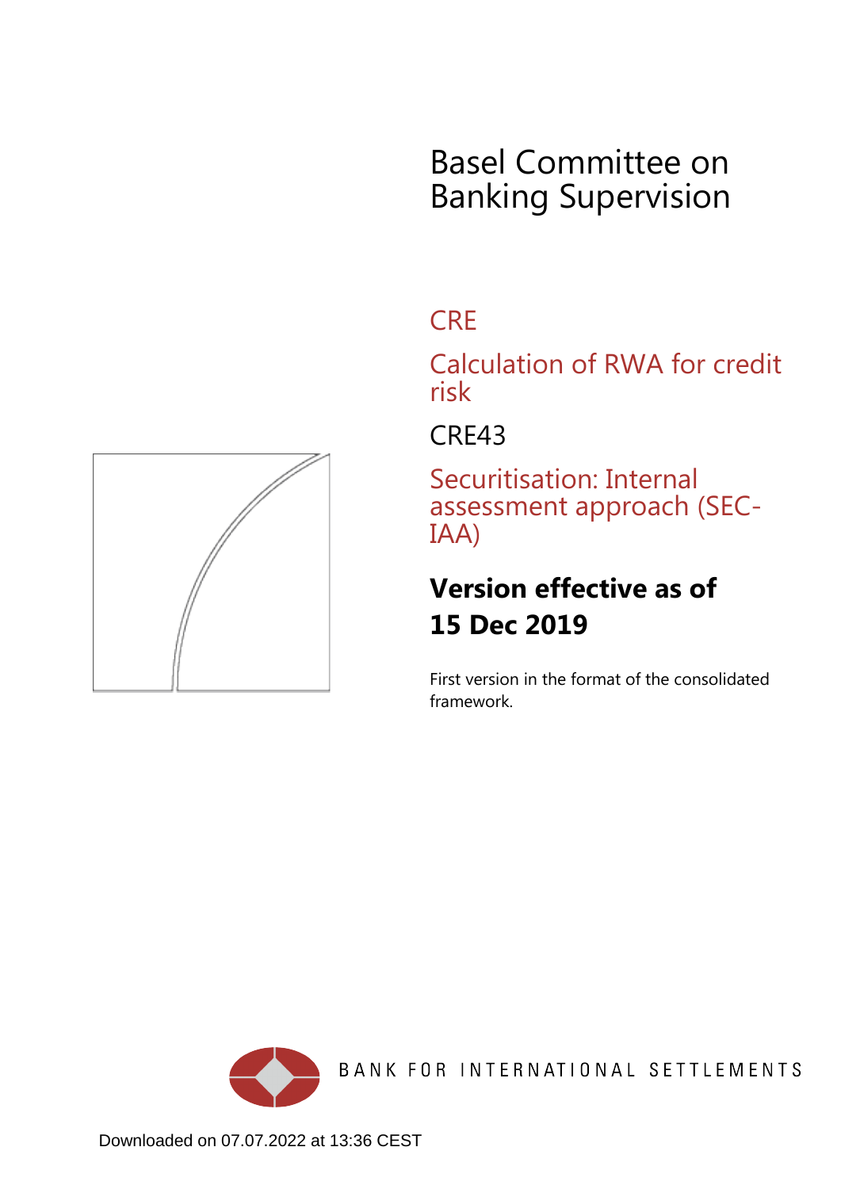# Basel Committee on Banking Supervision

## CRE

## Calculation of RWA for credit risk

## CRE43

## Securitisation: Internal assessment approach (SEC-IAA)

**Version effective as of 15 Dec 2019**

First version in the format of the consolidated framework.

BANK FOR INTERNATIONAL SETTLEMENTS

Downloaded on 07.07.2022 at 13:36 CEST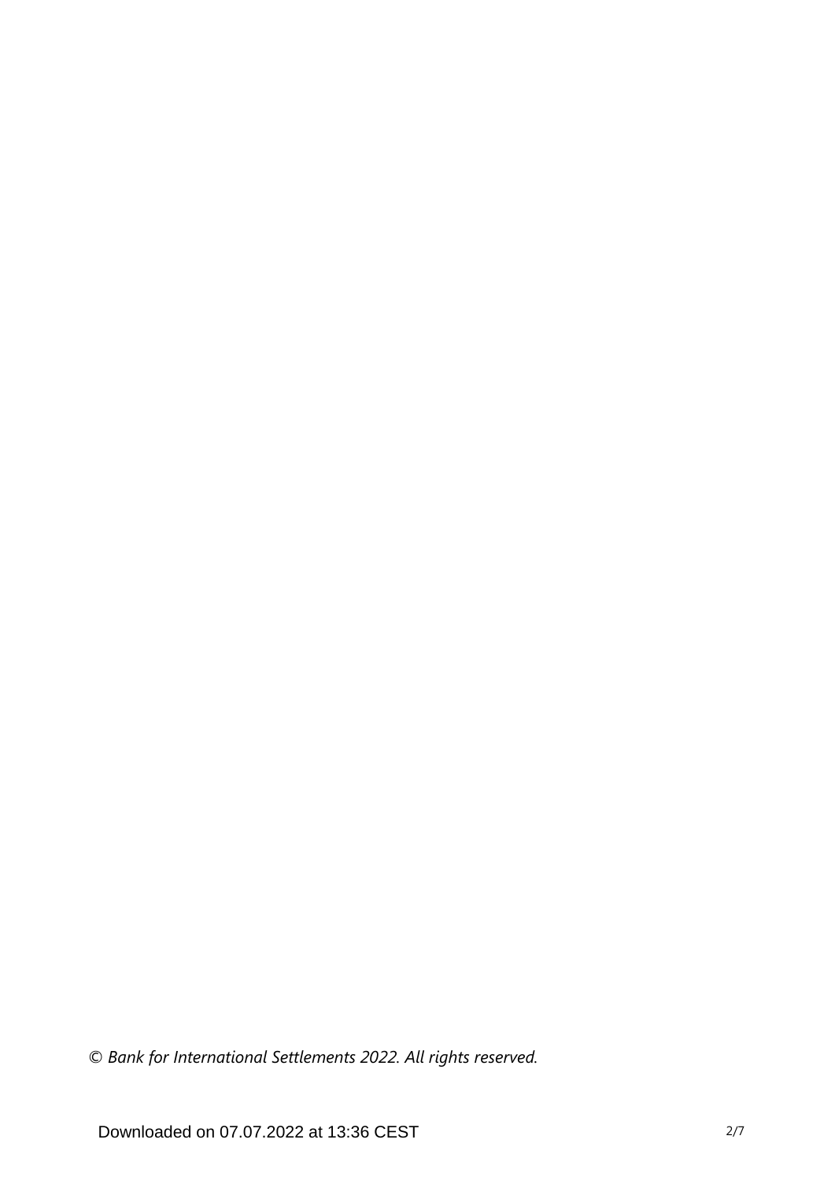*© Bank for International Settlements 2022. All rights reserved.*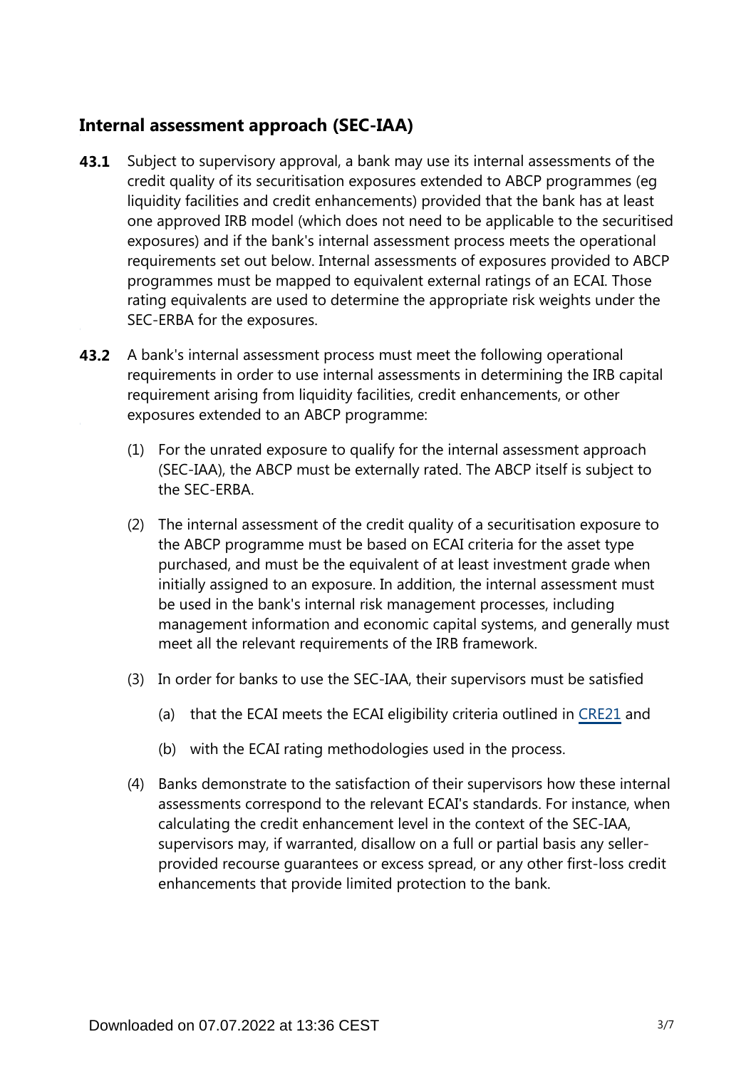## Internal assessment approach (SEC-IAA)

**43.1** Subject to supervisory approval, a bank may use its internal assessments of the credit quality of its securitisation exposures extended to ABCP programmes (eg liquidity facilities and credit enhancements) provided that the bank has at least one approved IRB model (which does not need to be applicable to the securitised exposures) and if the bank's internal assessment process meets the operational requirements set out below. Internal assessments of exposures provided to ABCP programmes must be mapped to equivalent external ratings of an ECAI. Those rating equivalents are used to determine the appropriate risk weights under the SEC-ERBA for the exposures.

**43.2** A bank's internal assessment process must meet the following operational requirements in order to use internal assessments in determining the IRB capital requirement arising from liquidity facilities, credit enhancements, or other exposures extended to an ABCP programme:

(1) For the unrated exposure to qualify for the internal assessment approach (SEC-IAA), the ABCP must be externally rated. The ABCP itself is subject to the SEC-ERBA.

(2) The internal assessment of the credit quality of a securitisation exposure to the ABCP programme must be based on ECAI criteria for the asset type purchased, and must be the equivalent of at least investment grade when initially assigned to an exposure. In addition, the internal assessment must be used in the bank's internal risk management processes, including management information and economic capital systems, and generally must meet all the relevant requirements of the IRB framework.

(3) In order for banks to use the SEC-IAA, their supervisors must be satisfied

(a) that the ECAI meets the ECAI eligibility criteria outlined in CRE21 and

(b) with the ECAI rating methodologies used in the process.

(4) Banks demonstrate to the satisfaction of their supervisors how these internal assessments correspond to the relevant ECAI's standards. For instance, when calculating the credit enhancement level in the context of the SEC-IAA, supervisors may, if warranted, disallow on a full or partial basis any seller-provided recourse guarantees or excess spread, or any other first-loss credit enhancements that provide limited protection to the bank.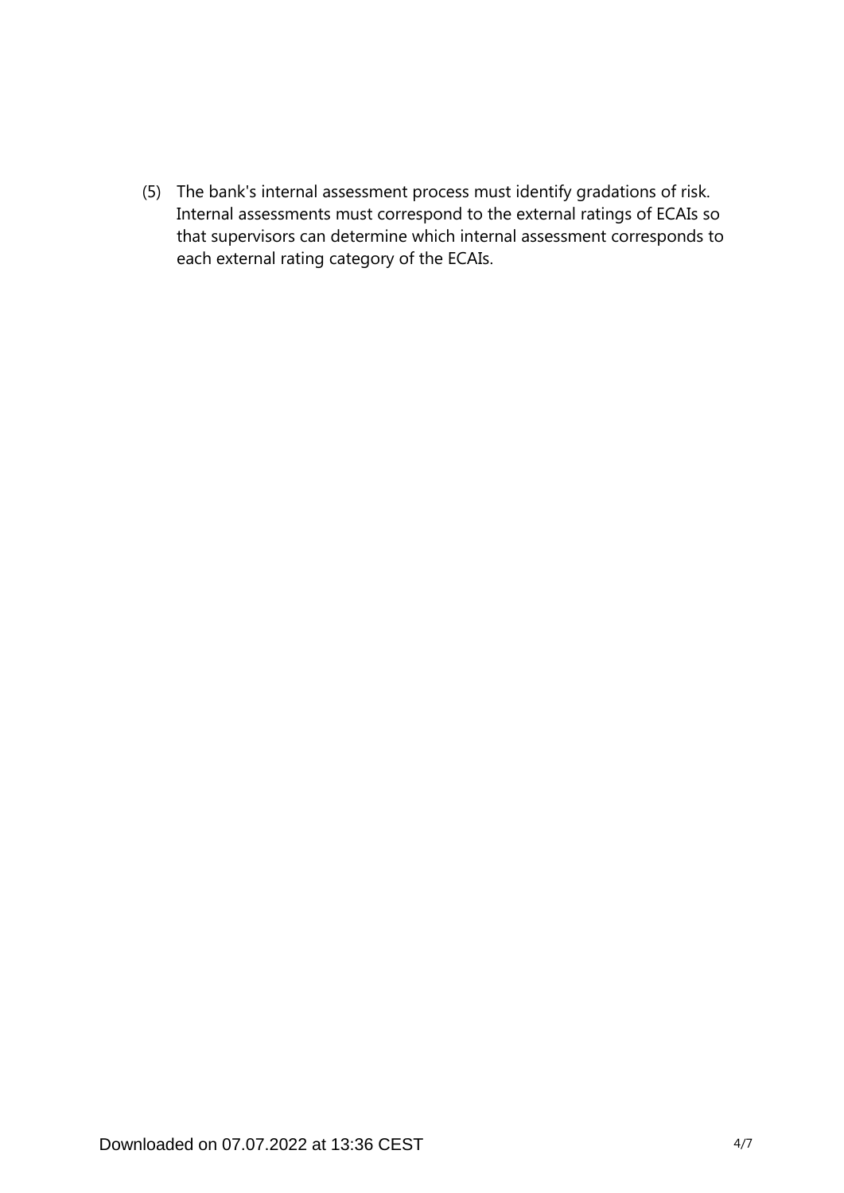(5) The bank's internal assessment process must identify gradations of risk. Internal assessments must correspond to the external ratings of ECAIs so that supervisors can determine which internal assessment corresponds to each external rating category of the ECAIs.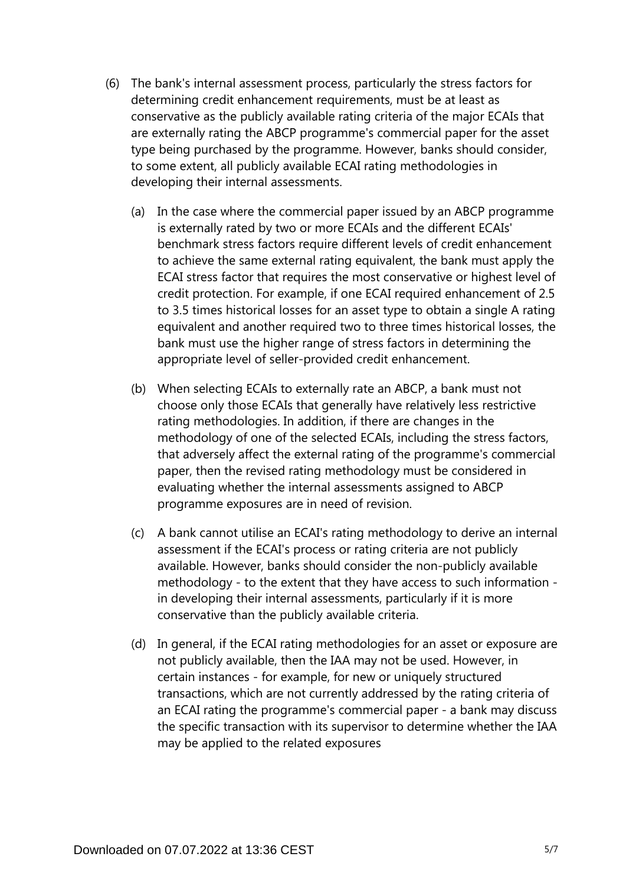(6) The bank's internal assessment process, particularly the stress factors for determining credit enhancement requirements, must be at least as conservative as the publicly available rating criteria of the major ECAIs that are externally rating the ABCP programme's commercial paper for the asset type being purchased by the programme. However, banks should consider, to some extent, all publicly available ECAI rating methodologies in developing their internal assessments.

   (a) In the case where the commercial paper issued by an ABCP programme is externally rated by two or more ECAIs and the different ECAIs' benchmark stress factors require different levels of credit enhancement to achieve the same external rating equivalent, the bank must apply the ECAI stress factor that requires the most conservative or highest level of credit protection. For example, if one ECAI required enhancement of 2.5 to 3.5 times historical losses for an asset type to obtain a single A rating equivalent and another required two to three times historical losses, the bank must use the higher range of stress factors in determining the appropriate level of seller-provided credit enhancement.

   (b) When selecting ECAIs to externally rate an ABCP, a bank must not choose only those ECAIs that generally have relatively less restrictive rating methodologies. In addition, if there are changes in the methodology of one of the selected ECAIs, including the stress factors, that adversely affect the external rating of the programme's commercial paper, then the revised rating methodology must be considered in evaluating whether the internal assessments assigned to ABCP programme exposures are in need of revision.

   (c) A bank cannot utilise an ECAI's rating methodology to derive an internal assessment if the ECAI's process or rating criteria are not publicly available. However, banks should consider the non-publicly available methodology - to the extent that they have access to such information - in developing their internal assessments, particularly if it is more conservative than the publicly available criteria.

   (d) In general, if the ECAI rating methodologies for an asset or exposure are not publicly available, then the IAA may not be used. However, in certain instances - for example, for new or uniquely structured transactions, which are not currently addressed by the rating criteria of an ECAI rating the programme's commercial paper - a bank may discuss the specific transaction with its supervisor to determine whether the IAA may be applied to the related exposures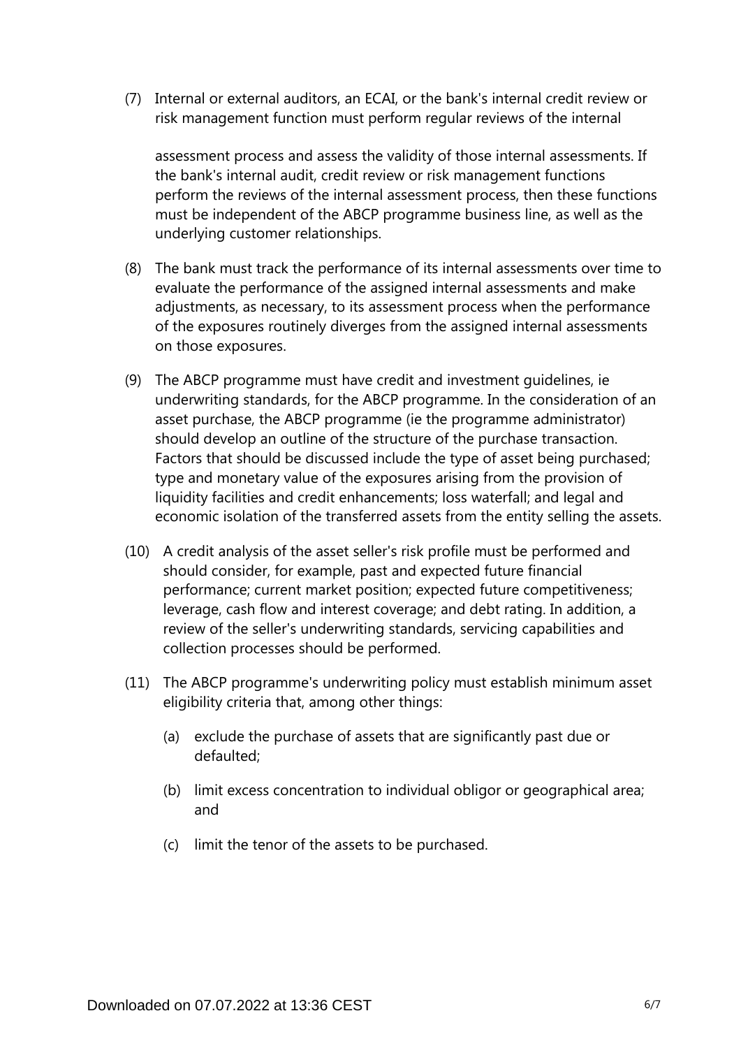(7) Internal or external auditors, an ECAI, or the bank's internal credit review or risk management function must perform regular reviews of the internal assessment process and assess the validity of those internal assessments. If the bank's internal audit, credit review or risk management functions perform the reviews of the internal assessment process, then these functions must be independent of the ABCP programme business line, as well as the underlying customer relationships.

(8) The bank must track the performance of its internal assessments over time to evaluate the performance of the assigned internal assessments and make adjustments, as necessary, to its assessment process when the performance of the exposures routinely diverges from the assigned internal assessments on those exposures.

(9) The ABCP programme must have credit and investment guidelines, ie underwriting standards, for the ABCP programme. In the consideration of an asset purchase, the ABCP programme (ie the programme administrator) should develop an outline of the structure of the purchase transaction. Factors that should be discussed include the type of asset being purchased; type and monetary value of the exposures arising from the provision of liquidity facilities and credit enhancements; loss waterfall; and legal and economic isolation of the transferred assets from the entity selling the assets.

(10) A credit analysis of the asset seller's risk profile must be performed and should consider, for example, past and expected future financial performance; current market position; expected future competitiveness; leverage, cash flow and interest coverage; and debt rating. In addition, a review of the seller's underwriting standards, servicing capabilities and collection processes should be performed.

(11) The ABCP programme's underwriting policy must establish minimum asset eligibility criteria that, among other things:

- (a) exclude the purchase of assets that are significantly past due or defaulted;
- (b) limit excess concentration to individual obligor or geographical area; and
- (c) limit the tenor of the assets to be purchased.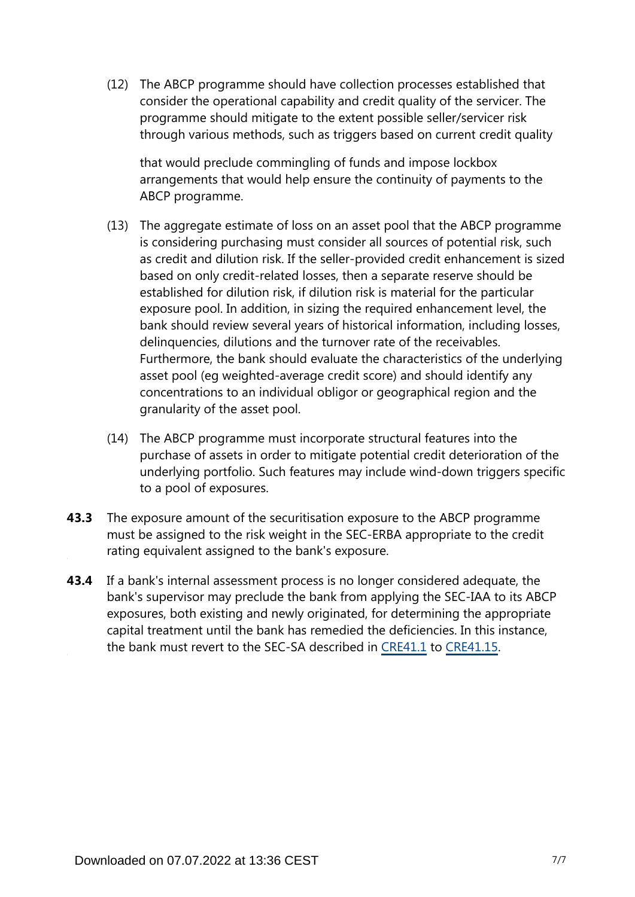(12) The ABCP programme should have collection processes established that consider the operational capability and credit quality of the servicer. The programme should mitigate to the extent possible seller/servicer risk through various methods, such as triggers based on current credit quality that would preclude commingling of funds and impose lockbox arrangements that would help ensure the continuity of payments to the ABCP programme.

(13) The aggregate estimate of loss on an asset pool that the ABCP programme is considering purchasing must consider all sources of potential risk, such as credit and dilution risk. If the seller-provided credit enhancement is sized based on only credit-related losses, then a separate reserve should be established for dilution risk, if dilution risk is material for the particular exposure pool. In addition, in sizing the required enhancement level, the bank should review several years of historical information, including losses, delinquencies, dilutions and the turnover rate of the receivables. Furthermore, the bank should evaluate the characteristics of the underlying asset pool (eg weighted-average credit score) and should identify any concentrations to an individual obligor or geographical region and the granularity of the asset pool.

(14) The ABCP programme must incorporate structural features into the purchase of assets in order to mitigate potential credit deterioration of the underlying portfolio. Such features may include wind-down triggers specific to a pool of exposures.

**43.3** The exposure amount of the securitisation exposure to the ABCP programme must be assigned to the risk weight in the SEC-ERBA appropriate to the credit rating equivalent assigned to the bank's exposure.

**43.4** If a bank's internal assessment process is no longer considered adequate, the bank's supervisor may preclude the bank from applying the SEC-IAA to its ABCP exposures, both existing and newly originated, for determining the appropriate capital treatment until the bank has remedied the deficiencies. In this instance, the bank must revert to the SEC-SA described in CRE41.1 to CRE41.15.